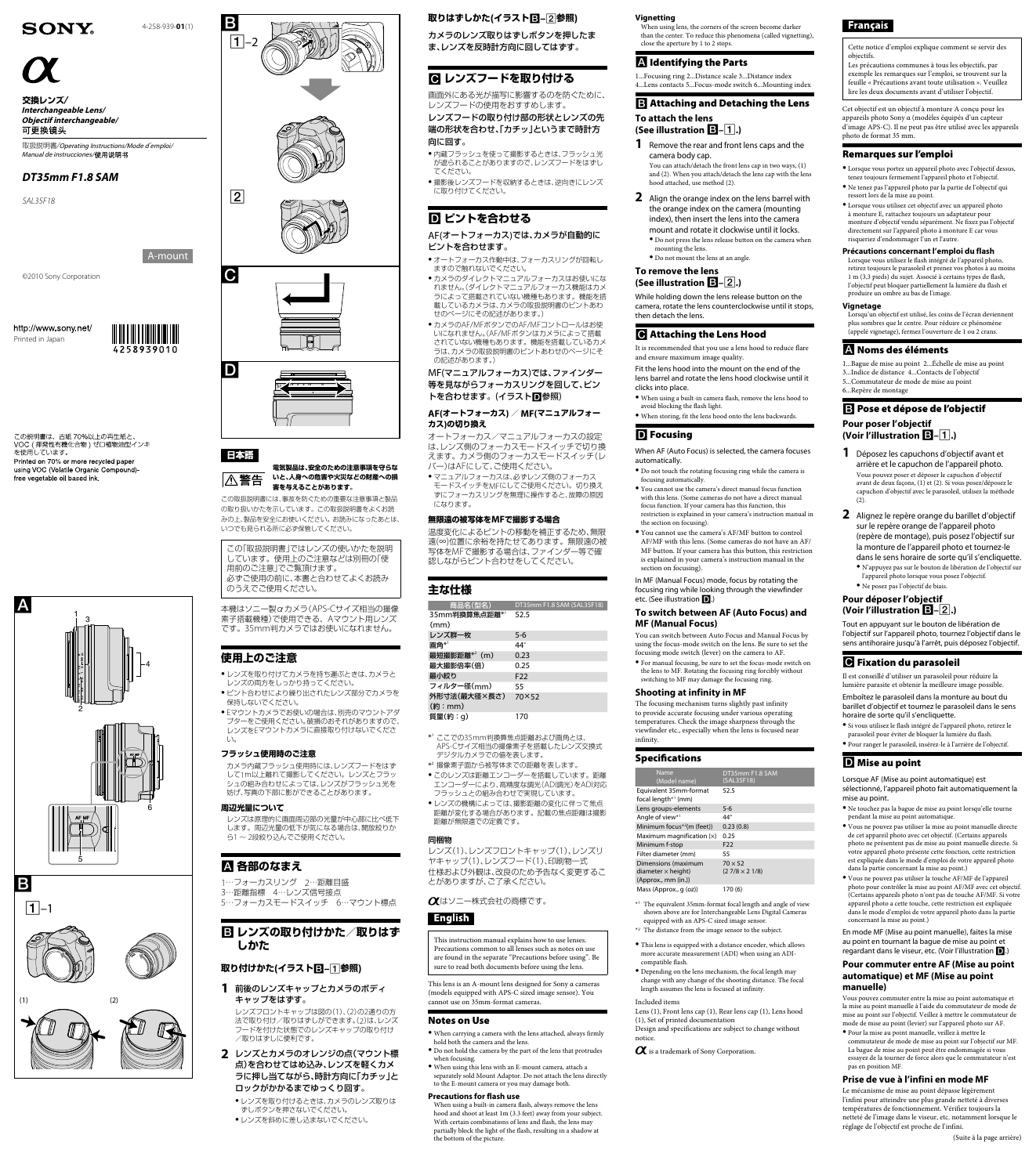SONY

4-258-939-**01**(1)

# α

**交換レンズ/**
***Interchangeable Lens/***
***Objectif interchangeable/***
**可更换镜头**

取扱説明書/*Operating Instructions/Mode d'emploi/*
*Manual de instrucciones/*使用说明书

## *DT35mm F1.8 SAM*

*SAL35F18*

A-mount

©2010 Sony Corporation

http://www.sony.net/
Printed in Japan

4258939010

この説明書は、古紙 70%以上の再生紙と、VOC（揮発性有機化合物）ゼロ植物油型インキを使用しています。
Printed on 70% or more recycled paper using VOC (Volatile Organic Compound)-free vegetable oil based ink.

A

1 3 4 2 6 5

B

1–1

(1) (2)

1–2

2

C

D

## 日本語

⚠警告 **電気製品は、安全のための注意事項を守らないと、人身への危害や火災などの財産への損害を与えることがあります。**

この取扱説明書には、事故を防ぐための重要な注意事項と製品の取り扱いかたを示しています。この取扱説明書をよくお読みの上、製品を安全にお使いください。お読みになったあとは、いつでも見られる所に必ず保管してください。

この「取扱説明書」ではレンズの使いかたを説明しています。使用上のご注意などは別冊の「使用前のご注意」でご覧頂けます。
必ずご使用の前に、本書と合わせてよくお読みのうえでご使用ください。

本機はソニー製αカメラ（APS-Cサイズ相当の撮像素子搭載機）で使用できる、Aマウント用レンズです。35mm判カメラではお使いになれません。

### 使用上のご注意

- レンズを取り付けてカメラを持ち運ぶときは、カメラとレンズの両方をしっかり持ってください。
- ピント合わせにより繰り出されたレンズ部分でカメラを保持しないでください。
- Eマウントカメラでお使いの場合は、別売のマウントアダプターをご使用ください。破損のおそれがありますので、レンズをEマウントカメラに直接取り付けないでください。

#### フラッシュ使用時の注意

カメラ内蔵フラッシュ使用時には、レンズフードをはずして1m以上離れて撮影してください。レンズとフラッシュの組み合わせによっては、レンズがフラッシュ光を妨げ、写真の下部に影ができることがあります。

#### 周辺光量について

レンズは原理的に画面周辺部の光量が中心部に比べ低下します。周辺光量の低下が気になる場合は、開放絞りから1～2段絞り込んでご使用ください。

### A 各部のなまえ

1…フォーカスリング　2…距離目盛
3…距離指標　4…レンズ信号接点
5…フォーカスモードスイッチ　6…マウント標点

### B レンズの取り付けかた／取りはずしかた

#### 取り付けかた(イラストB–1参照)

**1** 前後のレンズキャップとカメラのボディキャップをはずす。

レンズフロントキャップは図の(1)、(2)の2通りの方法で取り付け／取りはずしができます。(2)は、レンズフードを付けた状態でのレンズキャップの取り付け／取りはずしに便利です。

**2** レンズとカメラのオレンジの点（マウント標点）を合わせてはめ込み、レンズを軽くカメラに押し当てながら、時計方向に「カチッ」とロックがかかるまでゆっくり回す。

- レンズを取り付けるときは、カメラのレンズ取りはずしボタンを押さないでください。
- レンズを斜めに差し込まないでください。

#### 取りはずしかた(イラストB–2参照)

カメラのレンズ取りはずしボタンを押したまま、レンズを反時計方向に回してはずす。

### C レンズフードを取り付ける

画面外にある光が描写に影響するのを防ぐために、レンズフードの使用をおすすめします。

レンズフードの取り付け部の形状とレンズの先端の形状を合わせ、「カチッ」というまで時計方向に回す。

- 内蔵フラッシュを使って撮影するときは、フラッシュ光が遮られることがありますので、レンズフードをはずしてください。
- 撮影後レンズフードを収納するときは、逆向きにレンズに取り付けてください。

### D ピントを合わせる

AF(オートフォーカス)では、カメラが自動的にピントを合わせます。

- オートフォーカス作動中は、フォーカスリングが回転しますので触れないでください。
- カメラのダイレクトマニュアルフォーカスはお使いになれません。(ダイレクトマニュアルフォーカス機能はカメラによって搭載されていない機種もあります。機能を搭載しているカメラは、カメラの取扱説明書のピントあわせのページにその記述があります。)
- カメラのAF/MFボタンでのAF/MFコントロールはお使いになれません。(AF/MFボタンはカメラによって搭載されていない機種もあります。機能を搭載しているカメラは、カメラの取扱説明書のピントあわせのページにその記述があります。)

MF(マニュアルフォーカス)では、ファインダー等を見ながらフォーカスリングを回して、ピントを合わせます。(イラストD参照)

#### AF(オートフォーカス) ／ MF(マニュアルフォーカス)の切り換え

オートフォーカス／マニュアルフォーカスの設定は、レンズ側のフォーカスモードスイッチで切り換えます。カメラ側のフォーカスモードスイッチ(レバー)はAFにして、ご使用ください。

- マニュアルフォーカスは、必ずレンズ側のフォーカスモードスイッチをMFにしてご使用ください。切り換えずにフォーカスリングを無理に操作すると、故障の原因になります。

#### 無限遠の被写体をMFで撮影する場合

温度変化によるピントの移動を補正するため、無限遠(∞)位置に余裕を持たせてあります。無限遠の被写体をMFで撮影する場合は、ファインダー等で確認しながらピント合わせをしてください。

### 主な仕様

| 商品名(型名) | DT35mm F1.8 SAM (SAL35F18) |
|---|---|
| 35mm判換算焦点距離*1 (mm) | 52.5 |
| レンズ群ー枚 | 5-6 |
| 画角*1 | 44° |
| 最短撮影距離*2 (m) | 0.23 |
| 最大撮影倍率(倍) | 0.25 |
| 最小絞り | F22 |
| フィルター径(mm) | 55 |
| 外形寸法(最大径×長さ) (約：mm) | 70×52 |
| 質量(約：g) | 170 |

*1 ここでの35mm判換算焦点距離および画角とは、APS-Cサイズ相当の撮像素子を搭載したレンズ交換式デジタルカメラでの値を表します。
*2 撮像素子面から被写体までの距離を表します。

- このレンズは距離エンコーダーを搭載しています。距離エンコーダーにより、高精度な調光(ADI調光)をADI対応フラッシュとの組み合わせで実現しています。
- レンズの機構によっては、撮影距離の変化に伴って焦点距離が変化する場合があります。記載の焦点距離は撮影距離が無限遠での定義です。

#### 同梱物

レンズ(1)、レンズフロントキャップ(1)、レンズリヤキャップ(1)、レンズフード(1)、印刷物一式
仕様および外観は、改良のため予告なく変更することがありますが、ご了承ください。

αはソニー株式会社の商標です。

## English

This instruction manual explains how to use lenses. Precautions common to all lenses such as notes on use are found in the separate "Precautions before using". Be sure to read both documents before using the lens.

This lens is an A-mount lens designed for Sony α cameras (models equipped with APS-C sized image sensor). You cannot use on 35mm-format cameras.

### Notes on Use

- When carrying a camera with the lens attached, always firmly hold both the camera and the lens.
- Do not hold the camera by the part of the lens that protrudes when focusing.
- When using this lens with an E-mount camera, attach a separately sold Mount Adaptor. Do not attach the lens directly to the E-mount camera or you may damage both.

#### Precautions for flash use

When using a built-in camera flash, always remove the lens hood and shoot at least 1m (3.3 feet) away from your subject. With certain combinations of lens and flash, the lens may partially block the light of the flash, resulting in a shadow at the bottom of the picture.

#### Vignetting

When using lens, the corners of the screen become darker than the center. To reduce this phenomena (called vignetting), close the aperture by 1 to 2 stops.

### A Identifying the Parts

1...Focusing ring 2...Distance scale 3...Distance index
4...Lens contacts 5...Focus-mode switch 6...Mounting index

### B Attaching and Detaching the Lens

#### To attach the lens (See illustration B–1.)

**1** Remove the rear and front lens caps and the camera body cap.

You can attach/detach the front lens cap in two ways, (1) and (2). When you attach/detach the lens cap with the lens hood attached, use method (2).

**2** Align the orange index on the lens barrel with the orange index on the camera (mounting index), then insert the lens into the camera mount and rotate it clockwise until it locks.

- Do not press the lens release button on the camera when mounting the lens.
- Do not mount the lens at an angle.

#### To remove the lens (See illustration B–2.)

While holding down the lens release button on the camera, rotate the lens counterclockwise until it stops, then detach the lens.

### C Attaching the Lens Hood

It is recommended that you use a lens hood to reduce flare and ensure maximum image quality.

Fit the lens hood into the mount on the end of the lens barrel and rotate the lens hood clockwise until it clicks into place.

- When using a built-in camera flash, remove the lens hood to avoid blocking the flash light.
- When storing, fit the lens hood onto the lens backwards.

### D Focusing

When AF (Auto Focus) is selected, the camera focuses automatically.

- Do not touch the rotating focusing ring while the camera is focusing automatically.
- You cannot use the camera's direct manual focus function with this lens. (Some cameras do not have a direct manual focus function. If your camera has this function, this restriction is explained in your camera's instruction manual in the section on focusing).
- You cannot use the camera's AF/MF button to control AF/MF with this lens. (Some cameras do not have an AF/MF button. If your camera has this button, this restriction is explained in your camera's instruction manual in the section on focusing).

In MF (Manual Focus) mode, focus by rotating the focusing ring while looking through the viewfinder etc. (See illustration D.)

#### To switch between AF (Auto Focus) and MF (Manual Focus)

You can switch between Auto Focus and Manual Focus by using the focus-mode switch on the lens. Be sure to set the focusing mode switch (lever) on the camera to AF.

- For manual focusing, be sure to set the focus-mode switch on the lens to MF. Rotating the focusing ring forcibly without switching to MF may damage the focusing ring.

#### Shooting at infinity in MF

The focusing mechanism turns slightly past infinity to provide accurate focusing under various operating temperatures. Check the image sharpness through the viewfinder etc., especially when the lens is focused near infinity.

### Specifications

| Name (Model name) | DT35mm F1.8 SAM (SAL35F18) |
|---|---|
| Equivalent 35mm-format focal length*1 (mm) | 52.5 |
| Lens groups-elements | 5-6 |
| Angle of view*1 | 44° |
| Minimum focus*2 (m (feet)) | 0.23 (0.8) |
| Maximum magnification (×) | 0.25 |
| Minimum f-stop | F22 |
| Filter diameter (mm) | 55 |
| Dimensions (maximum diameter × height) (Approx., mm (in.)) | 70 × 52 (2 7/8 × 2 1/8) |
| Mass (Approx., g (oz)) | 170 (6) |

*1 The equivalent 35mm-format focal length and angle of view shown above are for Interchangeable Lens Digital Cameras equipped with an APS-C sized image sensor.
*2 The distance from the image sensor to the subject.

- This lens is equipped with a distance encoder, which allows more accurate measurement (ADI) when using an ADI-compatible flash.
- Depending on the lens mechanism, the focal length may change with any change of the shooting distance. The focal length assumes the lens is focused at infinity.

Included items
Lens (1), Front lens cap (1), Rear lens cap (1), Lens hood (1), Set of printed documentation
Design and specifications are subject to change without notice.

α is a trademark of Sony Corporation.

## Français

Cette notice d'emploi explique comment se servir des objectifs.
Les précautions communes à tous les objectifs, par exemple les remarques sur l'emploi, se trouvent sur la feuille « Précautions avant toute utilisation ». Veuillez lire les deux documents avant d'utiliser l'objectif.

Cet objectif est un objectif à monture A conçu pour les appareils photo Sony α (modèles équipés d'un capteur d'image APS-C). Il ne peut pas être utilisé avec les appareils photo de format 35 mm.

### Remarques sur l'emploi

- Lorsque vous portez un appareil photo avec l'objectif dessus, tenez toujours fermement l'appareil photo et l'objectif.
- Ne tenez pas l'appareil photo par la partie de l'objectif qui ressort lors de la mise au point.
- Lorsque vous utilisez cet objectif avec un appareil photo à monture E, rattachez toujours un adaptateur pour monture d'objectif vendu séparément. Ne fixez pas l'objectif directement sur l'appareil photo à monture E car vous risqueriez d'endommager l'un et l'autre.

#### Précautions concernant l'emploi du flash

Lorsque vous utilisez le flash intégré de l'appareil photo, retirez toujours le parasoleil et prenez vos photos à au moins 1 m (3,3 pieds) du sujet. Associé à certains types de flash, l'objectif peut bloquer partiellement la lumière du flash et produire un ombre au bas de l'image.

#### Vignetage

Lorsqu'un objectif est utilisé, les coins de l'écran deviennent plus sombres que le centre. Pour réduire ce phénomène (appelé vignetage), fermez l'ouverture de 1 ou 2 crans.

### A Noms des éléments

1...Bague de mise au point 2...Échelle de mise au point
3...Indice de distance 4...Contacts de l'objectif
5...Commutateur de mode de mise au point
6...Repère de montage

### B Pose et dépose de l'objectif

#### Pour poser l'objectif (Voir l'illustration B–1.)

**1** Déposez les capuchons d'objectif avant et arrière et le capuchon de l'appareil photo.

Vous pouvez poser et déposer le capuchon d'objectif avant de deux façons, (1) et (2). Si vous posez/déposez le capuchon d'objectif avec le parasoleil, utilisez la méthode (2).

**2** Alignez le repère orange du barillet d'objectif sur le repère orange de l'appareil photo (repère de montage), puis posez l'objectif sur la monture de l'appareil photo et tournez-le dans le sens horaire de sorte qu'il s'encliquette.

- N'appuyez pas sur le bouton de libération de l'objectif sur l'appareil photo lorsque vous posez l'objectif.
- Ne posez pas l'objectif de biais.

#### Pour déposer l'objectif (Voir l'illustration B–2.)

Tout en appuyant sur le bouton de libération de l'objectif sur l'appareil photo, tournez l'objectif dans le sens antihoraire jusqu'à l'arrêt, puis déposez l'objectif.

### C Fixation du parasoleil

Il est conseillé d'utiliser un parasoleil pour réduire la lumière parasite et obtenir la meilleure image possible.

Emboîtez le parasoleil dans la monture au bout du barillet d'objectif et tournez le parasoleil dans le sens horaire de sorte qu'il s'encliquette.

- Si vous utilisez le flash intégré de l'appareil photo, retirez le parasoleil pour éviter de bloquer la lumière du flash.
- Pour ranger le parasoleil, insérez-le à l'arrière de l'objectif.

### D Mise au point

Lorsque AF (Mise au point automatique) est sélectionné, l'appareil photo fait automatiquement la mise au point.

- Ne touchez pas la bague de mise au point lorsqu'elle tourne pendant la mise au point automatique.
- Vous ne pouvez pas utiliser la mise au point manuelle directe de cet appareil photo avec cet objectif. (Certains appareils photo ne présentent pas de mise au point manuelle directe. Si votre appareil photo présente cette fonction, cette restriction est expliquée dans le mode d'emploi de votre appareil photo dans la partie concernant la mise au point.)
- Vous ne pouvez pas utiliser la touche AF/MF de l'appareil photo pour contrôler la mise au point AF/MF avec cet objectif. (Certains appareils photo n'ont pas de touche AF/MF. Si votre appareil photo a cette touche, cette restriction est expliquée dans le mode d'emploi de votre appareil photo dans la partie concernant la mise au point.)

En mode MF (Mise au point manuelle), faites la mise au point en tournant la bague de mise au point et regardant dans le viseur, etc. (Voir l'illustration D.)

#### Pour commuter entre AF (Mise au point automatique) et MF (Mise au point manuelle)

Vous pouvez commuter entre la mise au point automatique et la mise au point manuelle à l'aide du commutateur de mode de mise au point sur l'objectif. Veillez à mettre le commutateur de mode de mise au point (levier) sur l'appareil photo sur AF.

- Pour la mise au point manuelle, veillez à mettre le commutateur de mode de mise au point sur l'objectif sur MF. La bague de mise au point peut être endommagée si vous essayez de la tourner de force alors que le commutateur n'est pas en position MF.

#### Prise de vue à l'infini en mode MF

Le mécanisme de mise au point dépasse légèrement l'infini pour atteindre une plus grande netteté à diverses températures de fonctionnement. Vérifiez toujours la netteté de l'image dans le viseur, etc. notamment lorsque le réglage de l'objectif est proche de l'infini.

(Suite à la page arrière)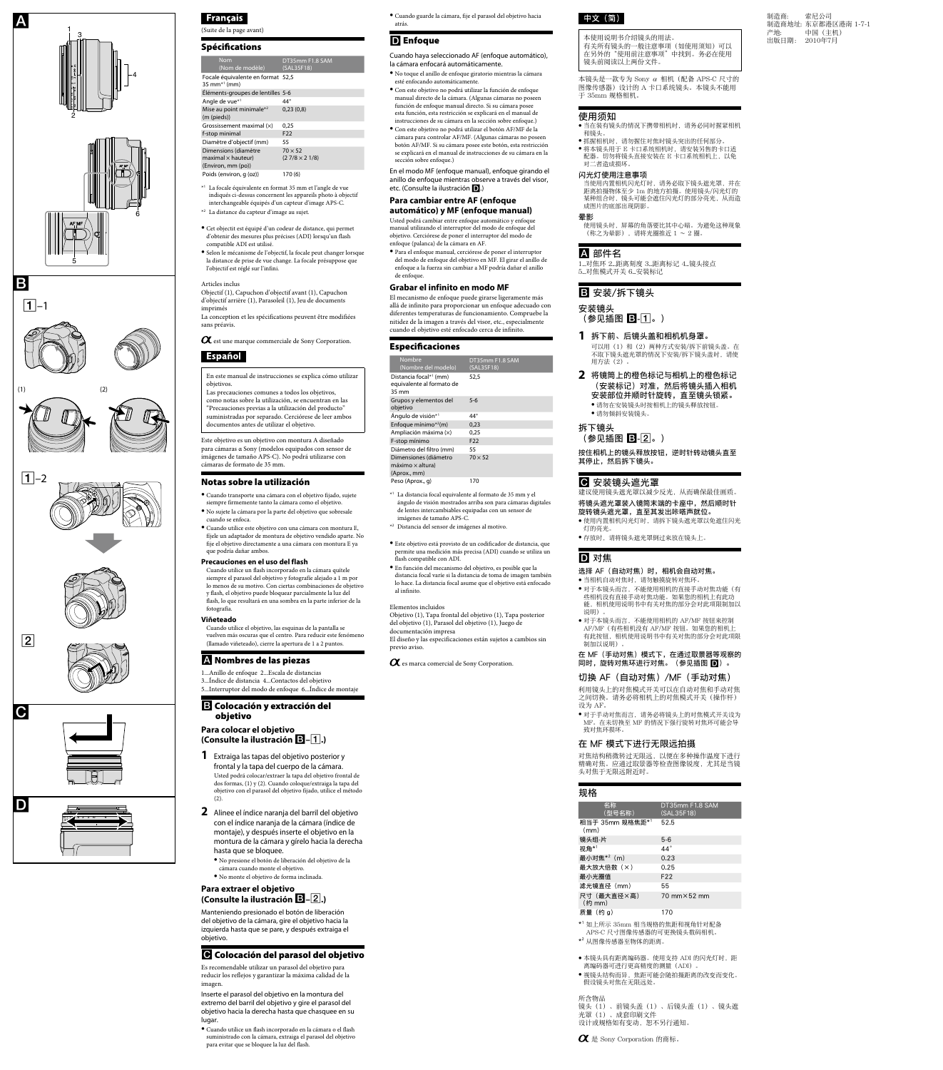A

1 3 4 2 6 5

B

1 –1

(1) (2)

1 –2

2

C

D

## Français

(Suite de la page avant)

### Spécifications

| Nom (Nom de modèle) | DT35mm F1.8 SAM (SAL35F18) |
|---|---|
| Focale équivalente en format 35 mm*[1] (mm) | 52,5 |
| Éléments-groupes de lentilles | 5-6 |
| Angle de vue*[1] | 44° |
| Mise au point minimale*[2] (m (pieds)) | 0,23 (0,8) |
| Grossissement maximal (×) | 0,25 |
| f-stop minimal | F22 |
| Diamètre d'objectif (mm) | 55 |
| Dimensions (diamètre maximal × hauteur) (Environ, mm (po)) | 70 × 52 (2 7/8 × 2 1/8) |
| Poids (environ, g (oz)) | 170 (6) |

*[1] La focale équivalente en format 35 mm et l'angle de vue indiqués ci-dessus concernent les appareils photo à objectif interchangeable équipés d'un capteur d'image APS-C.

*[2] La distance du capteur d'image au sujet.

- Cet objectif est équipé d'un codeur de distance, qui permet d'obtenir des mesures plus précises (ADI) lorsqu'un flash compatible ADI est utilisé.
- Selon le mécanisme de l'objectif, la focale peut changer lorsque la distance de prise de vue change. La focale présuppose que l'objectif est réglé sur l'infini.

Articles inclus

Objectif (1), Capuchon d'objectif avant (1), Capuchon d'objectif arrière (1), Parasoleil (1), Jeu de documents imprimés

La conception et les spécifications peuvent être modifiées sans préavis.

α est une marque commerciale de Sony Corporation.

## Español

En este manual de instrucciones se explica cómo utilizar objetivos.
Las precauciones comunes a todos los objetivos, como notas sobre la utilización, se encuentran en las "Precauciones previas a la utilización del producto" suministradas por separado. Cerciórese de leer ambos documentos antes de utilizar el objetivo.

Este objetivo es un objetivo con montura A diseñado para cámaras α Sony (modelos equipados con sensor de imágenes de tamaño APS-C). No podrá utilizarse con cámaras de formato de 35 mm.

### Notas sobre la utilización

- Cuando transporte una cámara con el objetivo fijado, sujete siempre firmemente tanto la cámara como el objetivo.
- No sujete la cámara por la parte del objetivo que sobresale cuando se enfoca.
- Cuando utilice este objetivo con una cámara con montura E, fíjele un adaptador de montura de objetivo vendido aparte. No fije el objetivo directamente a una cámara con montura E ya que podría dañar ambos.

**Precauciones en el uso del flash**

Cuando utilice un flash incorporado en la cámara quítele siempre el parasol del objetivo y fotografíe alejado a 1 m por lo menos de su motivo. Con ciertas combinaciones de objetivo y flash, el objetivo puede bloquear parcialmente la luz del flash, lo que resultará en una sombra en la parte inferior de la fotografía.

**Viñeteado**

Cuando utilice el objetivo, las esquinas de la pantalla se vuelven más oscuras que el centro. Para reducir este fenómeno (llamado viñeteado), cierre la apertura de 1 a 2 puntos.

### A Nombres de las piezas

1...Anillo de enfoque 2...Escala de distancias
3...Índice de distancia 4...Contactos del objetivo
5...Interruptor del modo de enfoque 6...Índice de montaje

### B Colocación y extracción del objetivo

#### Para colocar el objetivo (Consulte la ilustración B–1.)

**1** Extraiga las tapas del objetivo posterior y frontal y la tapa del cuerpo de la cámara.
Usted podrá colocar/extraer la tapa del objetivo frontal de dos formas, (1) y (2). Cuando coloque/extraiga la tapa del objetivo con el parasol del objetivo fijado, utilice el método (2).

**2** Alinee el índice naranja del barril del objetivo con el índice naranja de la cámara (índice de montaje), y después inserte el objetivo en la montura de la cámara y gírelo hacia la derecha hasta que se bloquee.
- No presione el botón de liberación del objetivo de la cámara cuando monte el objetivo.
- No monte el objetivo de forma inclinada.

#### Para extraer el objetivo (Consulte la ilustración B–2.)

Manteniendo presionado el botón de liberación del objetivo de la cámara, gire el objetivo hacia la izquierda hasta que se pare, y después extraiga el objetivo.

### C Colocación del parasol del objetivo

Es recomendable utilizar un parasol del objetivo para reducir los reflejos y garantizar la máxima calidad de la imagen.

Inserte el parasol del objetivo en la montura del extremo del barril del objetivo y gire el parasol del objetivo hacia la derecha hasta que chasquee en su lugar.

- Cuando utilice un flash incorporado en la cámara o el flash suministrado con la cámara, extraiga el parasol del objetivo para evitar que se bloquee la luz del flash.
- Cuando guarde la cámara, fije el parasol del objetivo hacia atrás.

### D Enfoque

Cuando haya seleccionado AF (enfoque automático), la cámara enfocará automáticamente.

- No toque el anillo de enfoque giratorio mientras la cámara esté enfocando automáticamente.
- Con este objetivo no podrá utilizar la función de enfoque manual directo de la cámara. (Algunas cámaras no poseen función de enfoque manual directo. Si su cámara posee esta función, esta restricción se explicará en el manual de instrucciones de su cámara en la sección sobre enfoque.)
- Con este objetivo no podrá utilizar el botón AF/MF de la cámara para controlar AF/MF. (Algunas cámaras no poseen botón AF/MF. Si su cámara posee este botón, esta restricción se explicará en el manual de instrucciones de su cámara en la sección sobre enfoque.)

En el modo MF (enfoque manual), enfoque girando el anillo de enfoque mientras observe a través del visor, etc. (Consulte la ilustración D.)

#### Para cambiar entre AF (enfoque automático) y MF (enfoque manual)

Usted podrá cambiar entre enfoque automático y enfoque manual utilizando el interruptor del modo de enfoque del objetivo. Cerciórese de poner el interruptor del modo de enfoque (palanca) de la cámara en AF.

- Para el enfoque manual, cerciórese de poner el interruptor del modo de enfoque del objetivo en MF. El girar el anillo de enfoque a la fuerza sin cambiar a MF podría dañar el anillo de enfoque.

#### Grabar el infinito en modo MF

El mecanismo de enfoque puede girarse ligeramente más allá de infinito para proporcionar un enfoque adecuado con diferentes temperaturas de funcionamiento. Compruebe la nitidez de la imagen a través del visor, etc., especialmente cuando el objetivo esté enfocado cerca de infinito.

### Especificaciones

| Nombre (Nombre del modelo) | DT35mm F1.8 SAM (SAL35F18) |
|---|---|
| Distancia focal*[1] (mm) equivalente al formato de 35 mm | 52,5 |
| Grupos y elementos del objetivo | 5-6 |
| Ángulo de visión*[1] | 44° |
| Enfoque mínimo*[2] (m) | 0,23 |
| Ampliación máxima (×) | 0,25 |
| F-stop mínimo | F22 |
| Diámetro del filtro (mm) | 55 |
| Dimensiones (diámetro máximo × altura) (Aprox., mm) | 70 × 52 |
| Peso (Aprox., g) | 170 |

*[1] La distancia focal equivalente al formato de 35 mm y el ángulo de visión mostrados arriba son para cámaras digitales de lentes intercambiables equipadas con un sensor de imágenes de tamaño APS-C.

*[2] Distancia del sensor de imágenes al motivo.

- Este objetivo está provisto de un codificador de distancia, que permite una medición más precisa (ADI) cuando se utiliza un flash compatible con ADI.
- En función del mecanismo del objetivo, es posible que la distancia focal varíe si la distancia de toma de imagen también lo hace. La distancia focal asume que el objetivo está enfocado al infinito.

Elementos incluidos

Objetivo (1), Tapa frontal del objetivo (1), Tapa posterior del objetivo (1), Parasol del objetivo (1), Juego de documentación impresa

El diseño y las especificaciones están sujetos a cambios sin previo aviso.

α es marca comercial de Sony Corporation.

## 中文（简）

本使用说明书介绍镜头的用法。
有关所有镜头的一般注意事项（如使用须知）可以在另外的"使用前注意事项"中找到。务必在使用镜头前阅读以上两份文件。

本镜头是一款专为 Sony α 相机（配备 APS-C 尺寸的图像传感器）设计的 A 卡口系统镜头。本镜头不能用于 35mm 规格相机。

### 使用须知

- 当在装有镜头的情况下携带相机时，请务必同时握紧相机和镜头。
- 抓握相机时，请勿握住对焦时镜头突出的任何部分。
- 将本镜头用于 E 卡口系统相机时，请安装另售的卡口适配器。切勿将镜头直接安装在 E 卡口系统相机上，以免对二者造成损坏。

**闪光灯使用注意事项**

当使用内置相机闪光灯时，请务必取下镜头遮光罩，并在距离拍摄物体至少 1m 的地方拍摄。使用镜头/闪光灯的某种组合时，镜头可能会遮挡闪光灯的部分亮光，从而造成图片的底部出现阴影。

**晕影**

使用镜头时，屏幕的角落要比其中心暗。为避免这种现象（称之为晕影），请将光圈推近 1 ～ 2 圈。

### A 部件名

1...对焦环 2...距离刻度 3...距离标记 4...镜头接点
5...对焦模式开关 6...安装标记

### B 安装/拆下镜头

#### 安装镜头（参见插图 B-1。）

**1** 拆下前、后镜头盖和相机机身罩。
可以用（1）和（2）两种方式安装/拆下前镜头盖。在不取下镜头遮光罩的情况下安装/拆下镜头盖时，请使用方法（2）。

**2** 将镜筒上的橙色标记与相机上的橙色标记（安装标记）对准，然后将镜头插入相机安装部位并顺时针旋转，直至镜头锁紧。
- 请勿在安装镜头时按相机上的镜头释放按钮。
- 请勿倾斜安装镜头。

#### 拆下镜头（参见插图 B-2。）

按住相机上的镜头释放按钮，逆时针转动镜头直至其停止，然后拆下镜头。

### C 安装镜头遮光罩

建议使用镜头遮光罩以减少反光，从而确保最佳画质。

将镜头遮光罩装入镜筒末端的卡座中，然后顺时针旋转镜头遮光罩，直至其发出咔嗒声就位。

- 使用内置相机闪光灯时，请拆下镜头遮光罩以免遮住闪光灯的亮光。
- 存放时，请将镜头遮光罩倒过来放在镜头上。

### D 对焦

选择 AF（自动对焦）时，相机会自动对焦。

- 当相机自动对焦时，请勿触摸旋转对焦环。
- 对于本镜头而言，不能使用相机的直接手动对焦功能（有些相机没有直接手动对焦功能。如果您的相机上有此功能，相机使用说明书中有关对焦的部分会对此项限制加以说明）。
- 对于本镜头而言，不能使用相机的 AF/MF 按钮来控制 AF/MF（有些相机没有 AF/MF 按钮。如果您的相机上有此按钮，相机使用说明书中有关对焦的部分会对此项限制加以说明）。

在 MF（手动对焦）模式下，在通过取景器等观察的同时，旋转对焦环进行对焦。（参见插图 D）。

#### 切换 AF（自动对焦）/MF（手动对焦）

利用镜头上的对焦模式开关可以在自动对焦和手动对焦之间切换。请务必将相机上的对焦模式开关（操作杆）设为 AF。

- 对于手动对焦而言，请务必将镜头上的对焦模式开关设为 MF。在未切换至 MF 的情况下强行旋转对焦环可能会导致对焦环损坏。

#### 在 MF 模式下进行无限远拍摄

对焦结构稍微转过无限远，以便在多种操作温度下进行精确对焦。应通过取景器等检查图像锐度，尤其是当镜头对焦于无限远附近时。

### 规格

| 名称（型号名称） | DT35mm F1.8 SAM (SAL35F18) |
|---|---|
| 相当于 35mm 规格焦距*[1]（mm） | 52.5 |
| 镜头组-片 | 5-6 |
| 视角*[1] | 44° |
| 最小对焦*[2]（m） | 0.23 |
| 最大放大倍数（×） | 0.25 |
| 最小光圈值 | F22 |
| 滤光镜直径（mm） | 55 |
| 尺寸（最大直径×高）（约 mm） | 70 mm×52 mm |
| 质量（约 g） | 170 |

*[1] 如上所示 35mm 相当规格的焦距和视角针对配备 APS-C 尺寸图像传感器的可更换镜头数码相机。

*[2] 从图像传感器至物体的距离。

- 本镜头具有距离编码器。使用支持 ADI 的闪光灯时，距离编码器可进行更高精度的测量（ADI）。
- 视镜头结构而异，焦距可能会随拍摄距离的改变而变化。假设镜头对焦在无限远处。

所含物品

镜头（1）、前镜头盖（1）、后镜头盖（1）、镜头遮光罩（1）、成套印刷文件

设计或规格如有变动，恕不另行通知。

α 是 Sony Corporation 的商标。

制造商：索尼公司
制造商地址：东京都港区港南 1-7-1
产地：中国（主机）
出版日期：2010年7月